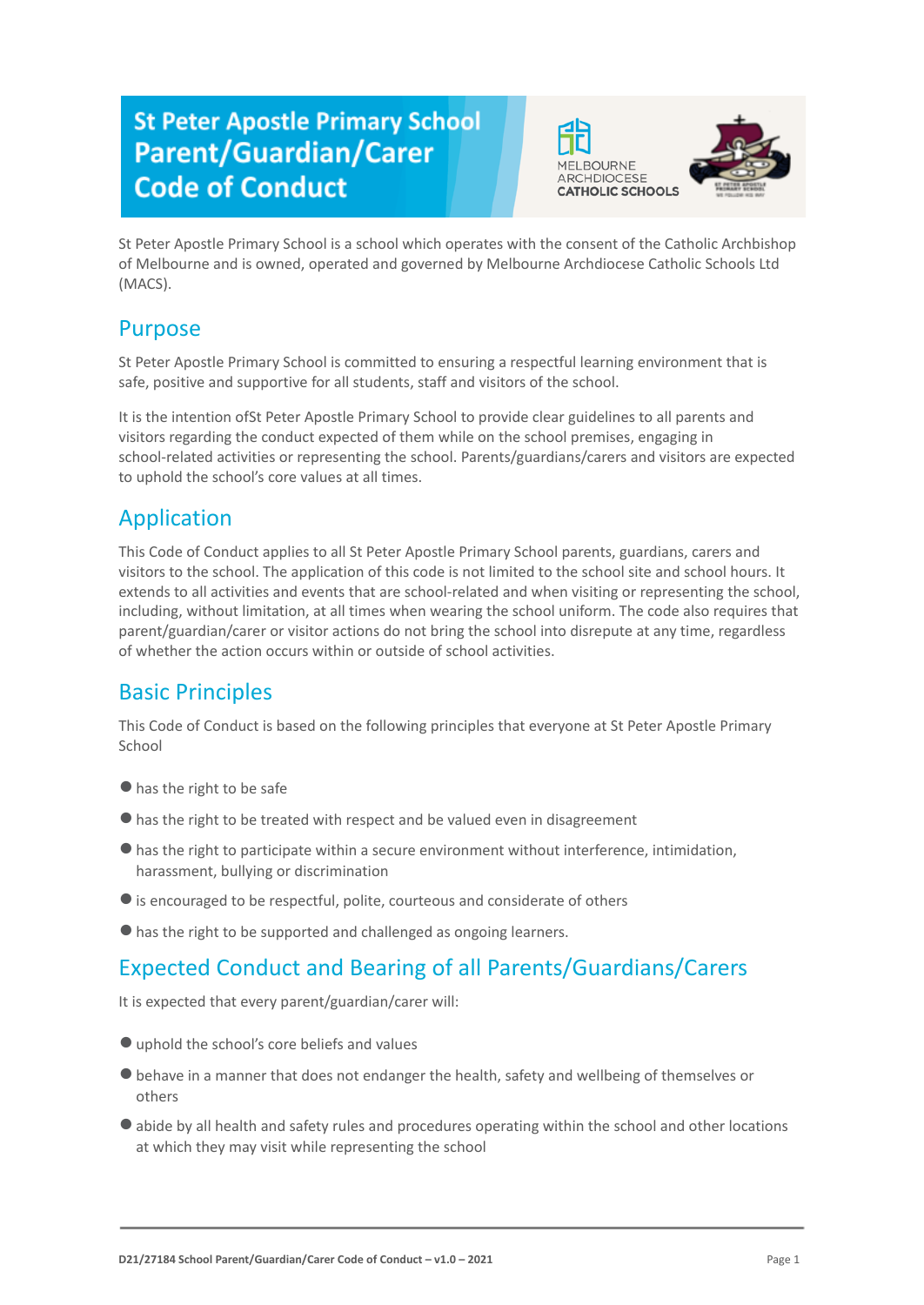# St Peter Apostle Primary School Parent/Guardian/Carer Code of Conduct

MELBOURNE ARCHDIOCESE CATHOLIC SCHOOLS

St Peter Apostle Primary School is a school which operates with the consent of the Catholic Archbishop of Melbourne and is owned, operated and governed by Melbourne Archdiocese Catholic Schools Ltd (MACS).

## Purpose

St Peter Apostle Primary School is committed to ensuring a respectful learning environment that is safe, positive and supportive for all students, staff and visitors of the school.

It is the intention ofSt Peter Apostle Primary School to provide clear guidelines to all parents and visitors regarding the conduct expected of them while on the school premises, engaging in school-related activities or representing the school. Parents/guardians/carers and visitors are expected to uphold the school's core values at all times.

## Application

This Code of Conduct applies to all St Peter Apostle Primary School parents, guardians, carers and visitors to the school. The application of this code is not limited to the school site and school hours. It extends to all activities and events that are school-related and when visiting or representing the school, including, without limitation, at all times when wearing the school uniform. The code also requires that parent/guardian/carer or visitor actions do not bring the school into disrepute at any time, regardless of whether the action occurs within or outside of school activities.

## Basic Principles

This Code of Conduct is based on the following principles that everyone at St Peter Apostle Primary School

- has the right to be safe
- has the right to be treated with respect and be valued even in disagreement
- has the right to participate within a secure environment without interference, intimidation, harassment, bullying or discrimination
- is encouraged to be respectful, polite, courteous and considerate of others
- has the right to be supported and challenged as ongoing learners.

## Expected Conduct and Bearing of all Parents/Guardians/Carers

It is expected that every parent/guardian/carer will:

- uphold the school's core beliefs and values
- behave in a manner that does not endanger the health, safety and wellbeing of themselves or others
- abide by all health and safety rules and procedures operating within the school and other locations at which they may visit while representing the school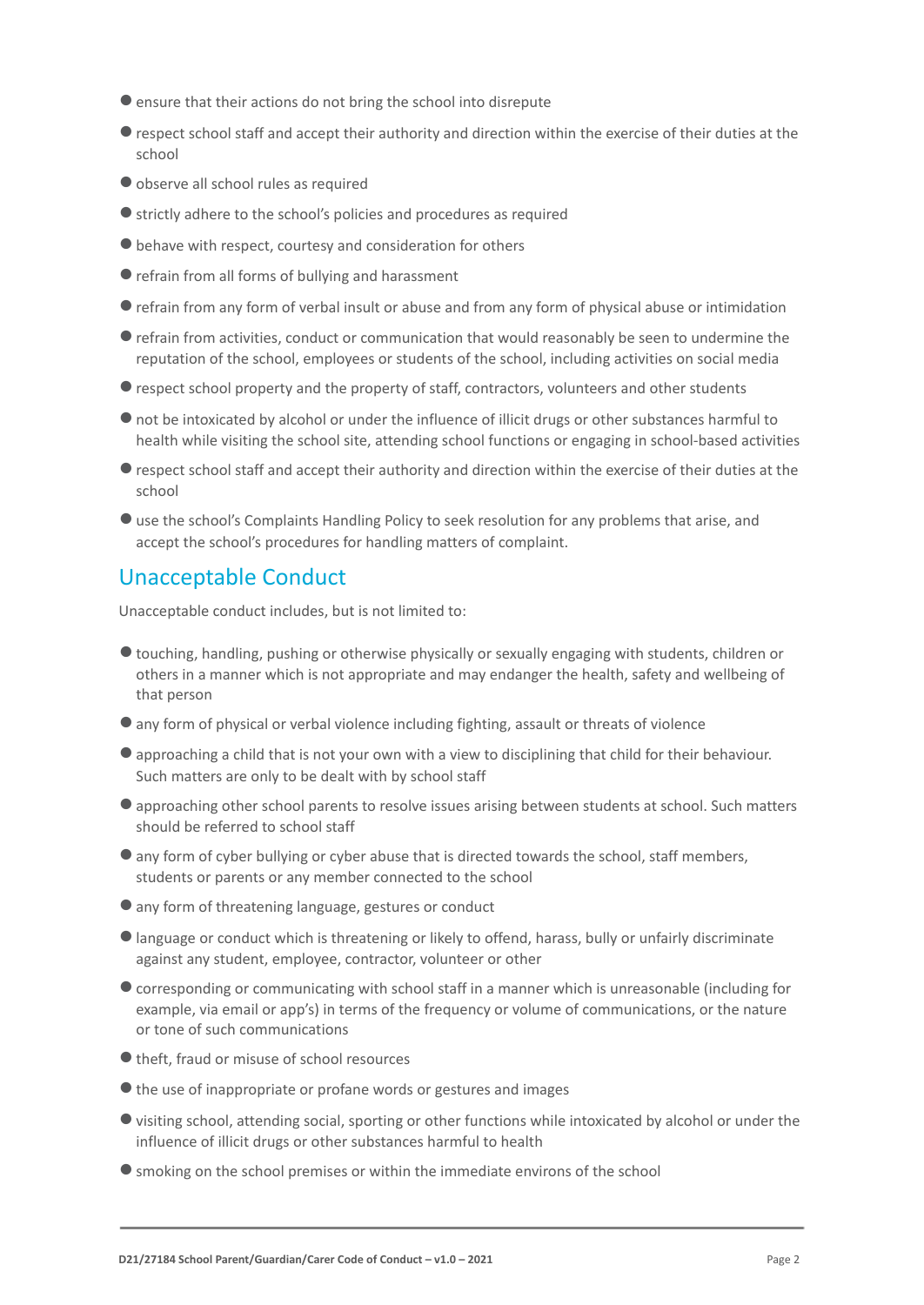- ensure that their actions do not bring the school into disrepute
- respect school staff and accept their authority and direction within the exercise of their duties at the school
- observe all school rules as required
- strictly adhere to the school's policies and procedures as required
- behave with respect, courtesy and consideration for others
- refrain from all forms of bullying and harassment
- refrain from any form of verbal insult or abuse and from any form of physical abuse or intimidation
- refrain from activities, conduct or communication that would reasonably be seen to undermine the reputation of the school, employees or students of the school, including activities on social media
- respect school property and the property of staff, contractors, volunteers and other students
- not be intoxicated by alcohol or under the influence of illicit drugs or other substances harmful to health while visiting the school site, attending school functions or engaging in school-based activities
- respect school staff and accept their authority and direction within the exercise of their duties at the school
- use the school's Complaints Handling Policy to seek resolution for any problems that arise, and accept the school's procedures for handling matters of complaint.

## Unacceptable Conduct

Unacceptable conduct includes, but is not limited to:

- touching, handling, pushing or otherwise physically or sexually engaging with students, children or others in a manner which is not appropriate and may endanger the health, safety and wellbeing of that person
- any form of physical or verbal violence including fighting, assault or threats of violence
- approaching a child that is not your own with a view to disciplining that child for their behaviour. Such matters are only to be dealt with by school staff
- approaching other school parents to resolve issues arising between students at school. Such matters should be referred to school staff
- any form of cyber bullying or cyber abuse that is directed towards the school, staff members, students or parents or any member connected to the school
- any form of threatening language, gestures or conduct
- language or conduct which is threatening or likely to offend, harass, bully or unfairly discriminate against any student, employee, contractor, volunteer or other
- corresponding or communicating with school staff in a manner which is unreasonable (including for example, via email or app's) in terms of the frequency or volume of communications, or the nature or tone of such communications
- theft, fraud or misuse of school resources
- the use of inappropriate or profane words or gestures and images
- visiting school, attending social, sporting or other functions while intoxicated by alcohol or under the influence of illicit drugs or other substances harmful to health
- smoking on the school premises or within the immediate environs of the school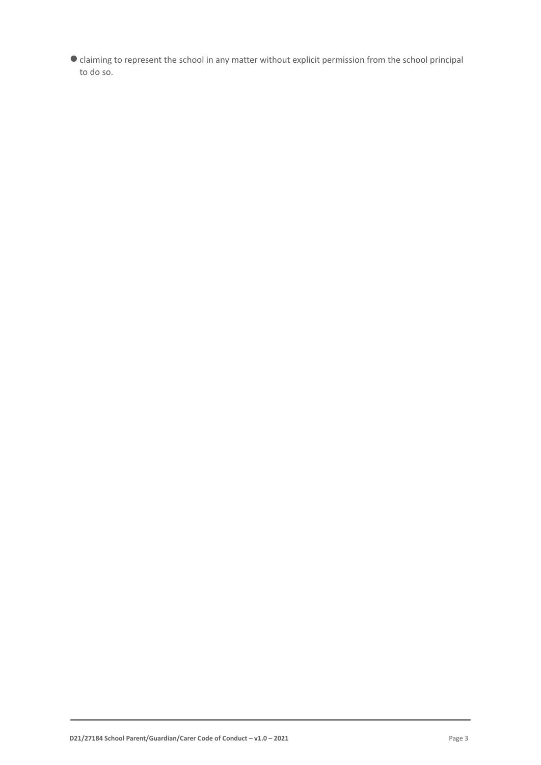- claiming to represent the school in any matter without explicit permission from the school principal to do so.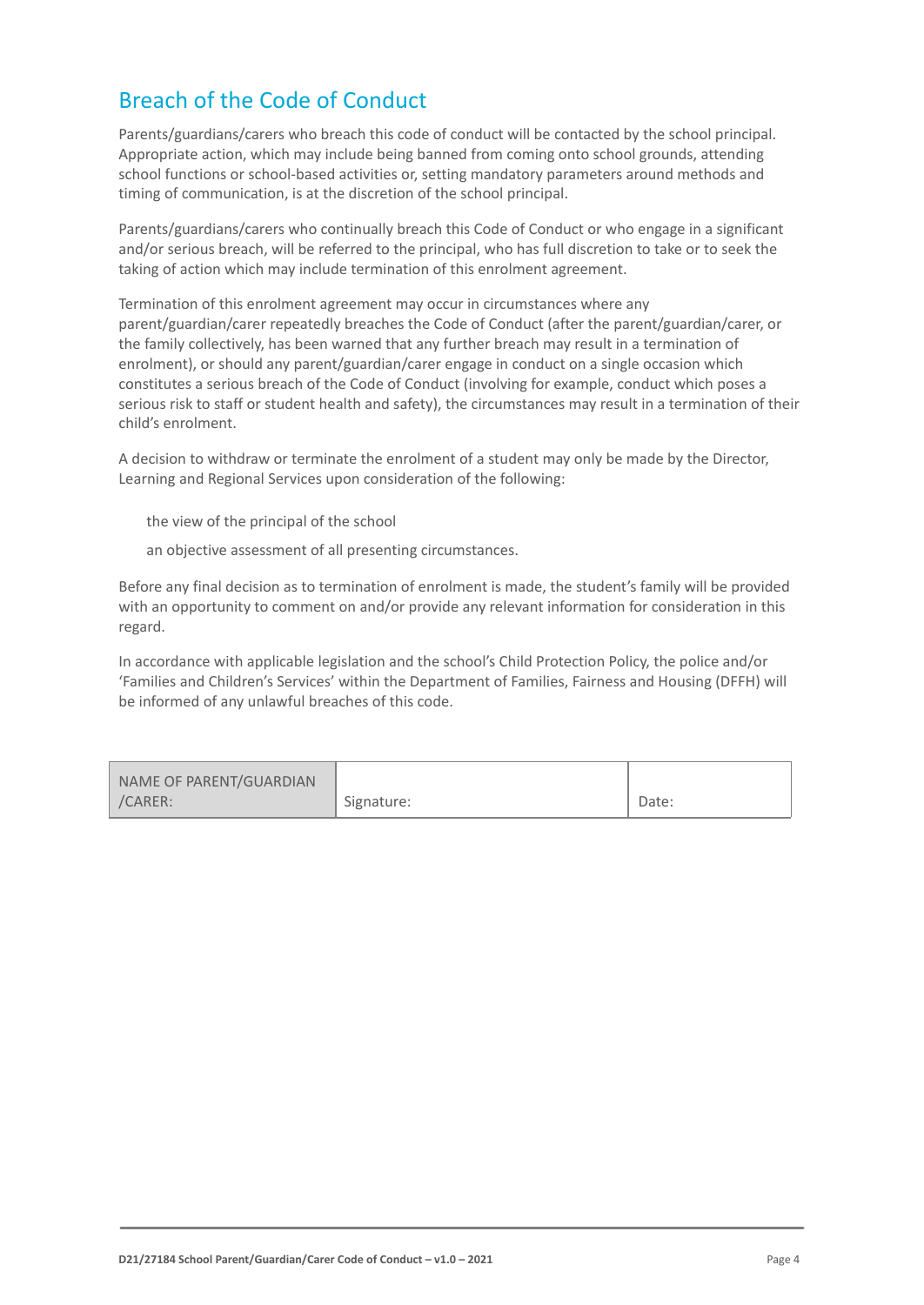## Breach of the Code of Conduct

Parents/guardians/carers who breach this code of conduct will be contacted by the school principal. Appropriate action, which may include being banned from coming onto school grounds, attending school functions or school-based activities or, setting mandatory parameters around methods and timing of communication, is at the discretion of the school principal.

Parents/guardians/carers who continually breach this Code of Conduct or who engage in a significant and/or serious breach, will be referred to the principal, who has full discretion to take or to seek the taking of action which may include termination of this enrolment agreement.

Termination of this enrolment agreement may occur in circumstances where any parent/guardian/carer repeatedly breaches the Code of Conduct (after the parent/guardian/carer, or the family collectively, has been warned that any further breach may result in a termination of enrolment), or should any parent/guardian/carer engage in conduct on a single occasion which constitutes a serious breach of the Code of Conduct (involving for example, conduct which poses a serious risk to staff or student health and safety), the circumstances may result in a termination of their child's enrolment.

A decision to withdraw or terminate the enrolment of a student may only be made by the Director, Learning and Regional Services upon consideration of the following:

- the view of the principal of the school
- an objective assessment of all presenting circumstances.

Before any final decision as to termination of enrolment is made, the student's family will be provided with an opportunity to comment on and/or provide any relevant information for consideration in this regard.

In accordance with applicable legislation and the school's Child Protection Policy, the police and/or 'Families and Children's Services' within the Department of Families, Fairness and Housing (DFFH) will be informed of any unlawful breaches of this code.

| | | |
|---|---|---|
| NAME OF PARENT/GUARDIAN /CARER: | Signature: | Date: |